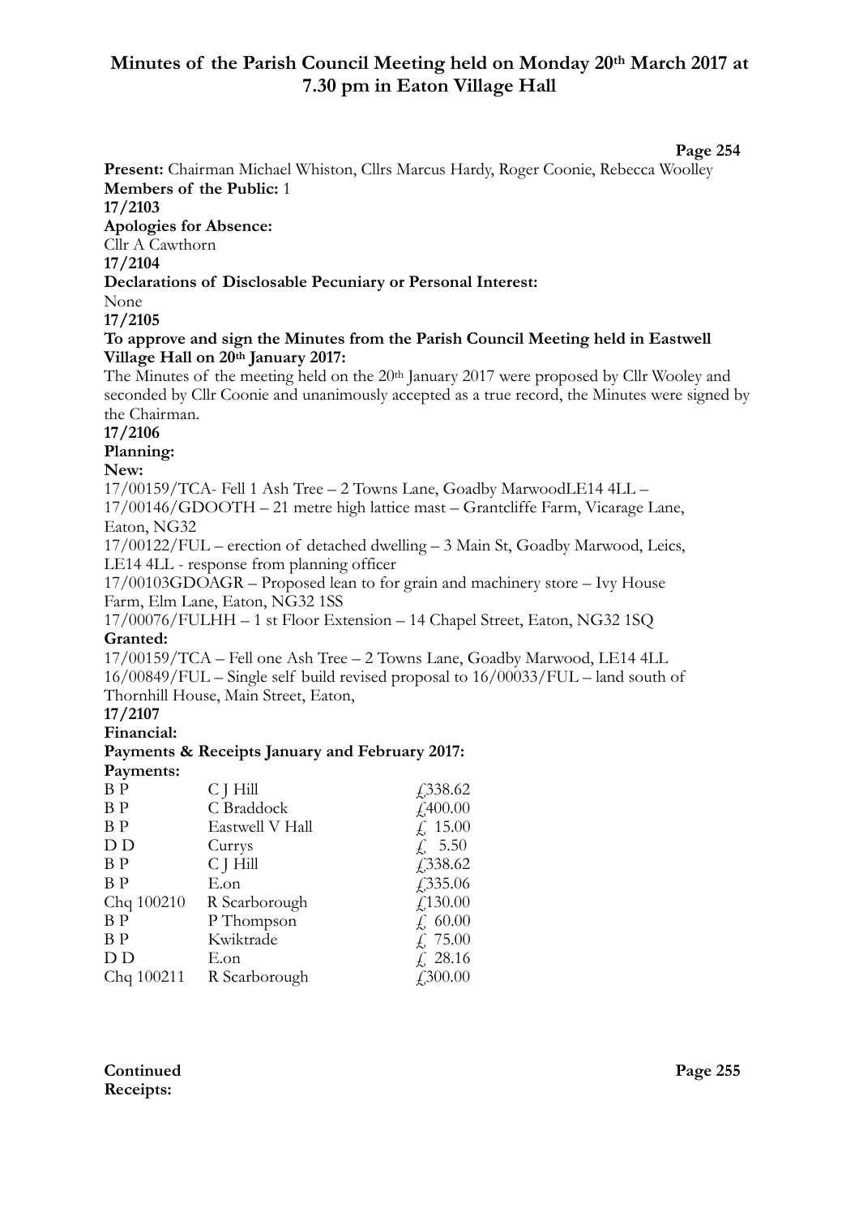# Minutes of the Parish Council Meeting held on Monday 20th March 2017 at 7.30 pm in Eaton Village Hall

**Present:** Chairman Michael Whiston, Cllrs Marcus Hardy, Roger Coonie, Rebecca Woolley

**Members of the Public:** 1

**17/2103**

**Apologies for Absence:**

Cllr A Cawthorn

**17/2104**

**Declarations of Disclosable Pecuniary or Personal Interest:**

None

**17/2105**

**To approve and sign the Minutes from the Parish Council Meeting held in Eastwell Village Hall on 20th January 2017:**

The Minutes of the meeting held on the 20th January 2017 were proposed by Cllr Wooley and seconded by Cllr Coonie and unanimously accepted as a true record, the Minutes were signed by the Chairman.

**17/2106**

**Planning:**

**New:**

17/00159/TCA- Fell 1 Ash Tree – 2 Towns Lane, Goadby MarwoodLE14 4LL –

17/00146/GDOOTH – 21 metre high lattice mast – Grantcliffe Farm, Vicarage Lane, Eaton, NG32

17/00122/FUL – erection of detached dwelling – 3 Main St, Goadby Marwood, Leics, LE14 4LL - response from planning officer

17/00103GDOAGR – Proposed lean to for grain and machinery store – Ivy House Farm, Elm Lane, Eaton, NG32 1SS

17/00076/FULHH – 1 st Floor Extension – 14 Chapel Street, Eaton, NG32 1SQ

**Granted:**

17/00159/TCA – Fell one Ash Tree – 2 Towns Lane, Goadby Marwood, LE14 4LL

16/00849/FUL – Single self build revised proposal to 16/00033/FUL – land south of Thornhill House, Main Street, Eaton,

**17/2107**

**Financial:**

**Payments & Receipts January and February 2017:**

**Payments:**

| | | |
|---|---|---|
| B P | C J Hill | £338.62 |
| B P | C Braddock | £400.00 |
| B P | Eastwell V Hall | £ 15.00 |
| D D | Currys | £ 5.50 |
| B P | C J Hill | £338.62 |
| B P | E.on | £335.06 |
| Chq 100210 | R Scarborough | £130.00 |
| B P | P Thompson | £ 60.00 |
| B P | Kwiktrade | £ 75.00 |
| D D | E.on | £ 28.16 |
| Chq 100211 | R Scarborough | £300.00 |

**Continued**

**Receipts:**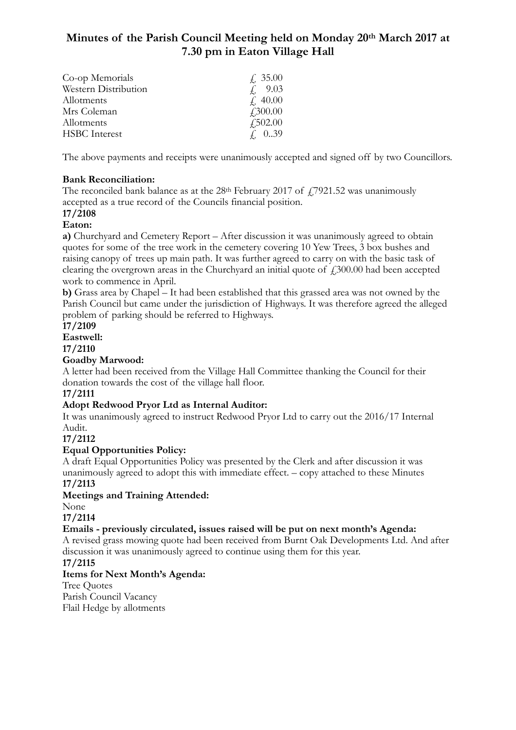# Minutes of the Parish Council Meeting held on Monday 20th March 2017 at 7.30 pm in Eaton Village Hall

| | |
|---|---|
| Co-op Memorials | £ 35.00 |
| Western Distribution | £ 9.03 |
| Allotments | £ 40.00 |
| Mrs Coleman | £300.00 |
| Allotments | £502.00 |
| HSBC Interest | £ 0..39 |

The above payments and receipts were unanimously accepted and signed off by two Councillors.

**Bank Reconciliation:**
The reconciled bank balance as at the 28th February 2017 of £7921.52 was unanimously accepted as a true record of the Councils financial position.

**17/2108**

**Eaton:**

**a)** Churchyard and Cemetery Report – After discussion it was unanimously agreed to obtain quotes for some of the tree work in the cemetery covering 10 Yew Trees, 3 box bushes and raising canopy of trees up main path. It was further agreed to carry on with the basic task of clearing the overgrown areas in the Churchyard an initial quote of £300.00 had been accepted work to commence in April.

**b)** Grass area by Chapel – It had been established that this grassed area was not owned by the Parish Council but came under the jurisdiction of Highways. It was therefore agreed the alleged problem of parking should be referred to Highways.

**17/2109**

**Eastwell:**

**17/2110**

**Goadby Marwood:**

A letter had been received from the Village Hall Committee thanking the Council for their donation towards the cost of the village hall floor.

**17/2111**

**Adopt Redwood Pryor Ltd as Internal Auditor:**

It was unanimously agreed to instruct Redwood Pryor Ltd to carry out the 2016/17 Internal Audit.

**17/2112**

**Equal Opportunities Policy:**

A draft Equal Opportunities Policy was presented by the Clerk and after discussion it was unanimously agreed to adopt this with immediate effect. – copy attached to these Minutes

**17/2113**

**Meetings and Training Attended:**

None

**17/2114**

**Emails - previously circulated, issues raised will be put on next month's Agenda:**

A revised grass mowing quote had been received from Burnt Oak Developments Ltd. And after discussion it was unanimously agreed to continue using them for this year.

**17/2115**

**Items for Next Month's Agenda:**

Tree Quotes
Parish Council Vacancy
Flail Hedge by allotments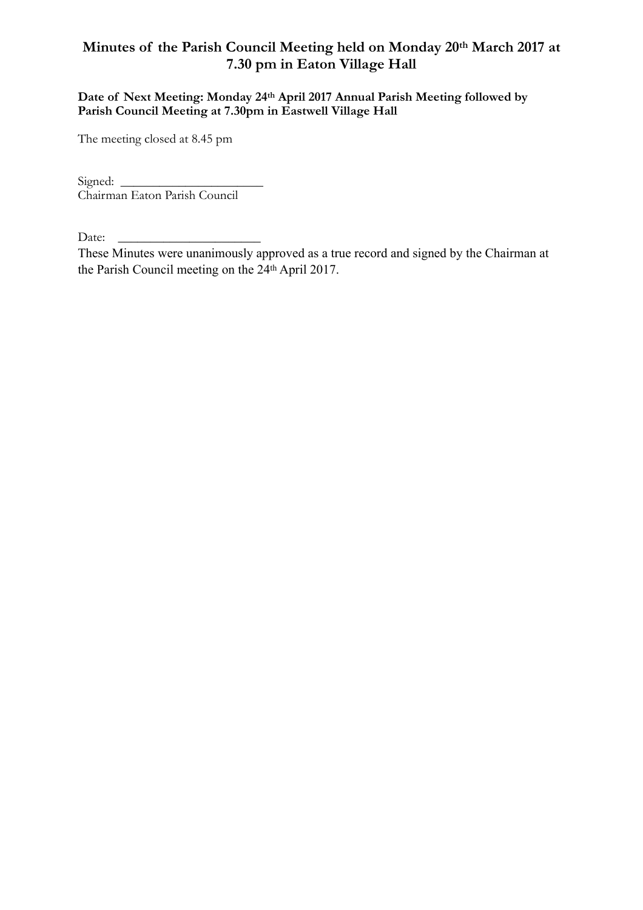# Minutes of the Parish Council Meeting held on Monday 20th March 2017 at 7.30 pm in Eaton Village Hall

**Date of Next Meeting: Monday 24th April 2017 Annual Parish Meeting followed by Parish Council Meeting at 7.30pm in Eastwell Village Hall**

The meeting closed at 8.45 pm

Signed: ______________________
Chairman Eaton Parish Council

Date: ______________________

These Minutes were unanimously approved as a true record and signed by the Chairman at the Parish Council meeting on the 24th April 2017.